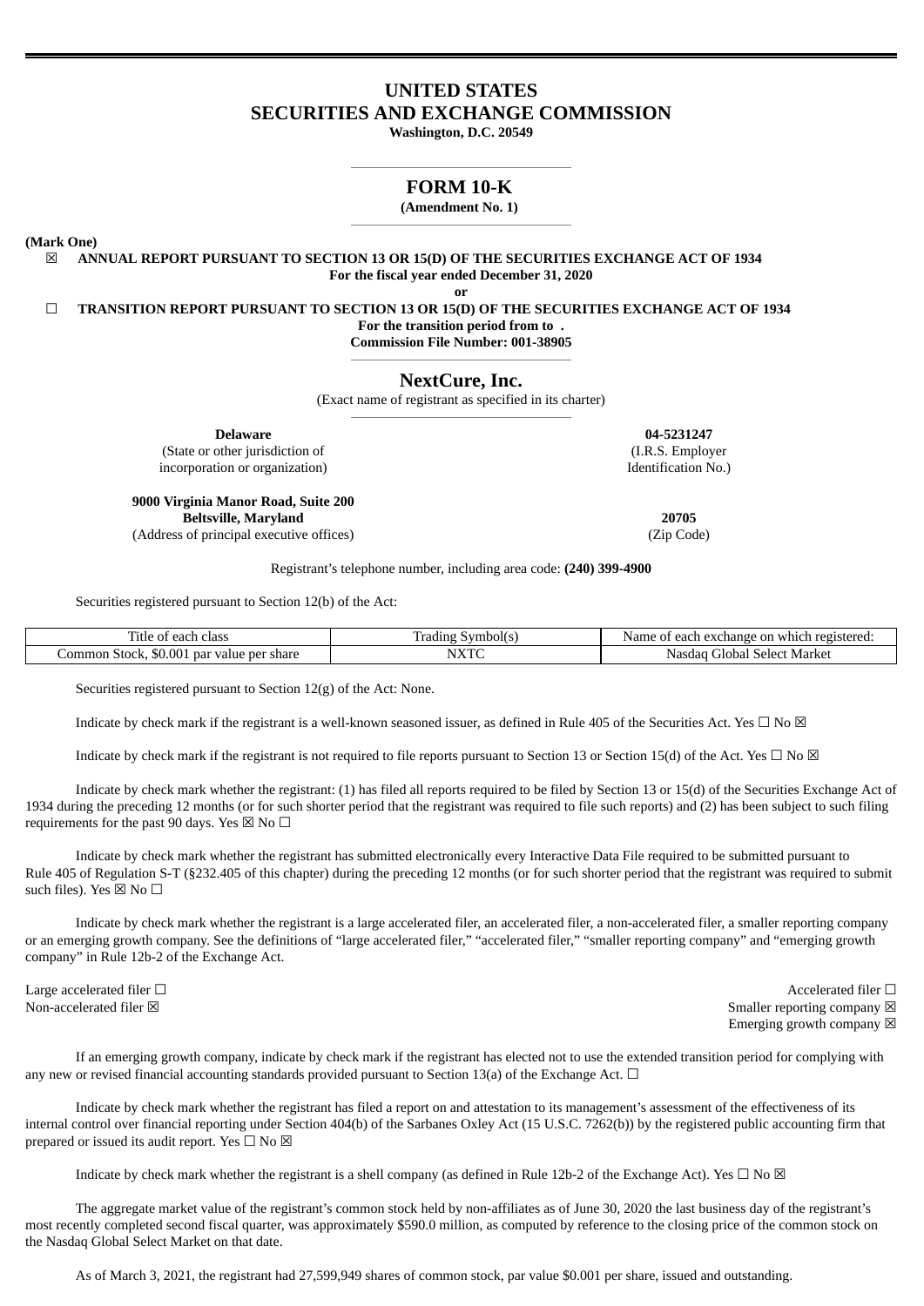# UNITED STATES
# SECURITIES AND EXCHANGE COMMISSION

**Washington, D.C. 20549**

## FORM 10-K

**(Amendment No. 1)**

**(Mark One)**

☒ **ANNUAL REPORT PURSUANT TO SECTION 13 OR 15(D) OF THE SECURITIES EXCHANGE ACT OF 1934**

**For the fiscal year ended December 31, 2020**

**or**

☐ **TRANSITION REPORT PURSUANT TO SECTION 13 OR 15(D) OF THE SECURITIES EXCHANGE ACT OF 1934**

**For the transition period from to .**

**Commission File Number: 001-38905**

## NextCure, Inc.

(Exact name of registrant as specified in its charter)

| **Delaware** | **04-5231247** |
|---|---|
| (State or other jurisdiction of incorporation or organization) | (I.R.S. Employer Identification No.) |
| **9000 Virginia Manor Road, Suite 200 Beltsville, Maryland** | **20705** |
| (Address of principal executive offices) | (Zip Code) |

Registrant's telephone number, including area code: **(240) 399-4900**

Securities registered pursuant to Section 12(b) of the Act:

| Title of each class | Trading Symbol(s) | Name of each exchange on which registered: |
|---|---|---|
| Common Stock, $0.001 par value per share | NXTC | Nasdaq Global Select Market |

Securities registered pursuant to Section 12(g) of the Act: None.

Indicate by check mark if the registrant is a well-known seasoned issuer, as defined in Rule 405 of the Securities Act. Yes ☐ No ☒

Indicate by check mark if the registrant is not required to file reports pursuant to Section 13 or Section 15(d) of the Act. Yes ☐ No ☒

Indicate by check mark whether the registrant: (1) has filed all reports required to be filed by Section 13 or 15(d) of the Securities Exchange Act of 1934 during the preceding 12 months (or for such shorter period that the registrant was required to file such reports) and (2) has been subject to such filing requirements for the past 90 days. Yes ☒ No ☐

Indicate by check mark whether the registrant has submitted electronically every Interactive Data File required to be submitted pursuant to Rule 405 of Regulation S-T (§232.405 of this chapter) during the preceding 12 months (or for such shorter period that the registrant was required to submit such files). Yes ☒ No ☐

Indicate by check mark whether the registrant is a large accelerated filer, an accelerated filer, a non-accelerated filer, a smaller reporting company or an emerging growth company. See the definitions of "large accelerated filer," "accelerated filer," "smaller reporting company" and "emerging growth company" in Rule 12b-2 of the Exchange Act.

| | |
|---|---|
| Large accelerated filer ☐ | Accelerated filer ☐ |
| Non-accelerated filer ☒ | Smaller reporting company ☒ |
| | Emerging growth company ☒ |

If an emerging growth company, indicate by check mark if the registrant has elected not to use the extended transition period for complying with any new or revised financial accounting standards provided pursuant to Section 13(a) of the Exchange Act. ☐

Indicate by check mark whether the registrant has filed a report on and attestation to its management's assessment of the effectiveness of its internal control over financial reporting under Section 404(b) of the Sarbanes Oxley Act (15 U.S.C. 7262(b)) by the registered public accounting firm that prepared or issued its audit report. Yes ☐ No ☒

Indicate by check mark whether the registrant is a shell company (as defined in Rule 12b-2 of the Exchange Act). Yes ☐ No ☒

The aggregate market value of the registrant's common stock held by non-affiliates as of June 30, 2020 the last business day of the registrant's most recently completed second fiscal quarter, was approximately $590.0 million, as computed by reference to the closing price of the common stock on the Nasdaq Global Select Market on that date.

As of March 3, 2021, the registrant had 27,599,949 shares of common stock, par value $0.001 per share, issued and outstanding.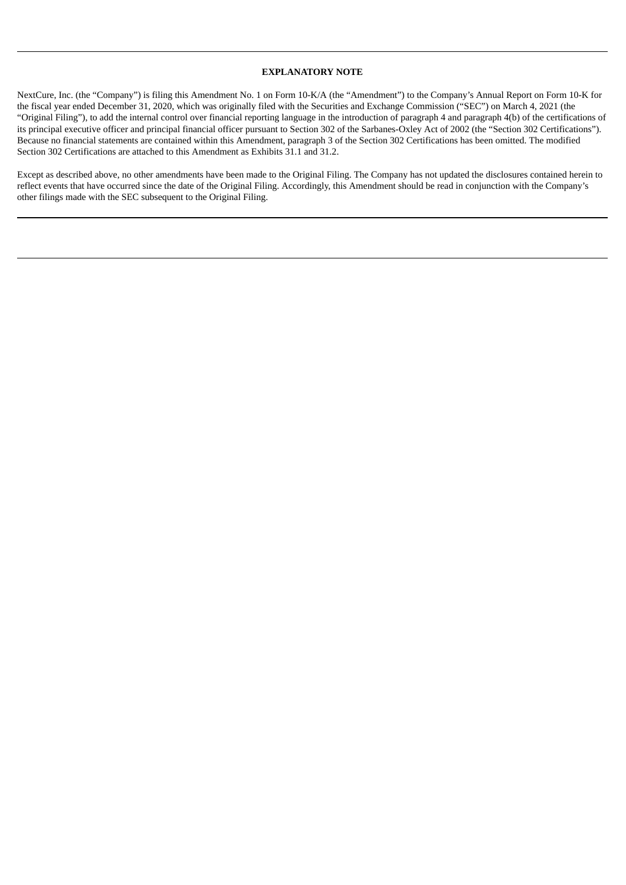## EXPLANATORY NOTE

NextCure, Inc. (the "Company") is filing this Amendment No. 1 on Form 10-K/A (the "Amendment") to the Company's Annual Report on Form 10-K for the fiscal year ended December 31, 2020, which was originally filed with the Securities and Exchange Commission ("SEC") on March 4, 2021 (the "Original Filing"), to add the internal control over financial reporting language in the introduction of paragraph 4 and paragraph 4(b) of the certifications of its principal executive officer and principal financial officer pursuant to Section 302 of the Sarbanes-Oxley Act of 2002 (the "Section 302 Certifications"). Because no financial statements are contained within this Amendment, paragraph 3 of the Section 302 Certifications has been omitted. The modified Section 302 Certifications are attached to this Amendment as Exhibits 31.1 and 31.2.

Except as described above, no other amendments have been made to the Original Filing. The Company has not updated the disclosures contained herein to reflect events that have occurred since the date of the Original Filing. Accordingly, this Amendment should be read in conjunction with the Company's other filings made with the SEC subsequent to the Original Filing.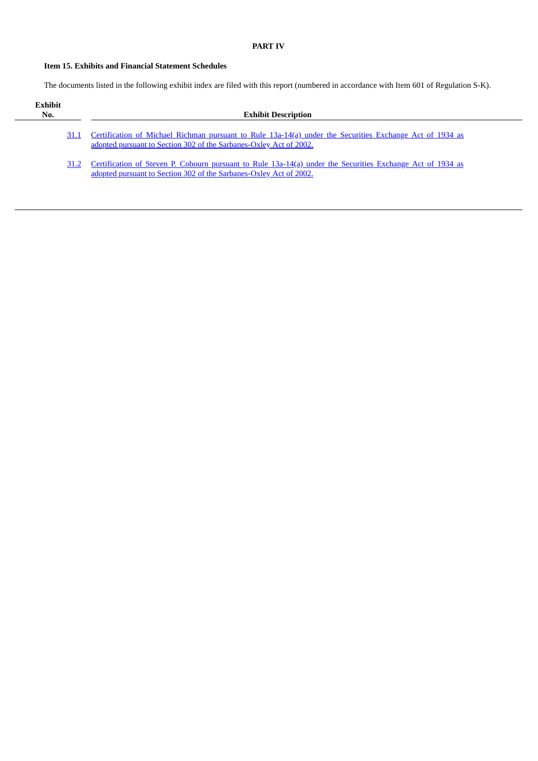**PART IV**

**Item 15. Exhibits and Financial Statement Schedules**

The documents listed in the following exhibit index are filed with this report (numbered in accordance with Item 601 of Regulation S-K).

| Exhibit No. | Exhibit Description |
|---|---|
| 31.1 | Certification of Michael Richman pursuant to Rule 13a-14(a) under the Securities Exchange Act of 1934 as adopted pursuant to Section 302 of the Sarbanes-Oxley Act of 2002. |
| 31.2 | Certification of Steven P. Cobourn pursuant to Rule 13a-14(a) under the Securities Exchange Act of 1934 as adopted pursuant to Section 302 of the Sarbanes-Oxley Act of 2002. |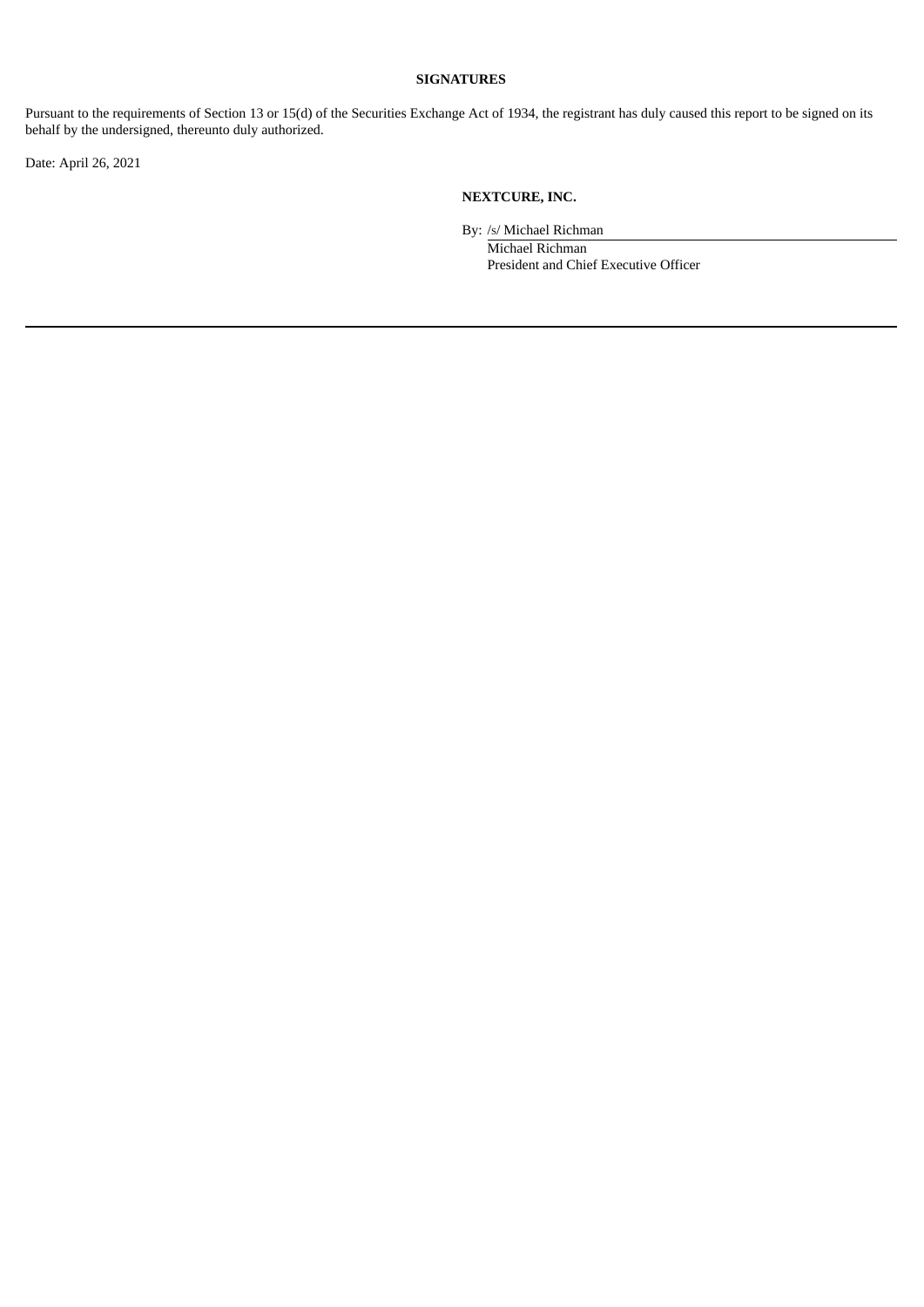**SIGNATURES**

Pursuant to the requirements of Section 13 or 15(d) of the Securities Exchange Act of 1934, the registrant has duly caused this report to be signed on its behalf by the undersigned, thereunto duly authorized.

Date: April 26, 2021

**NEXTCURE, INC.**

By: /s/ Michael Richman

Michael Richman
President and Chief Executive Officer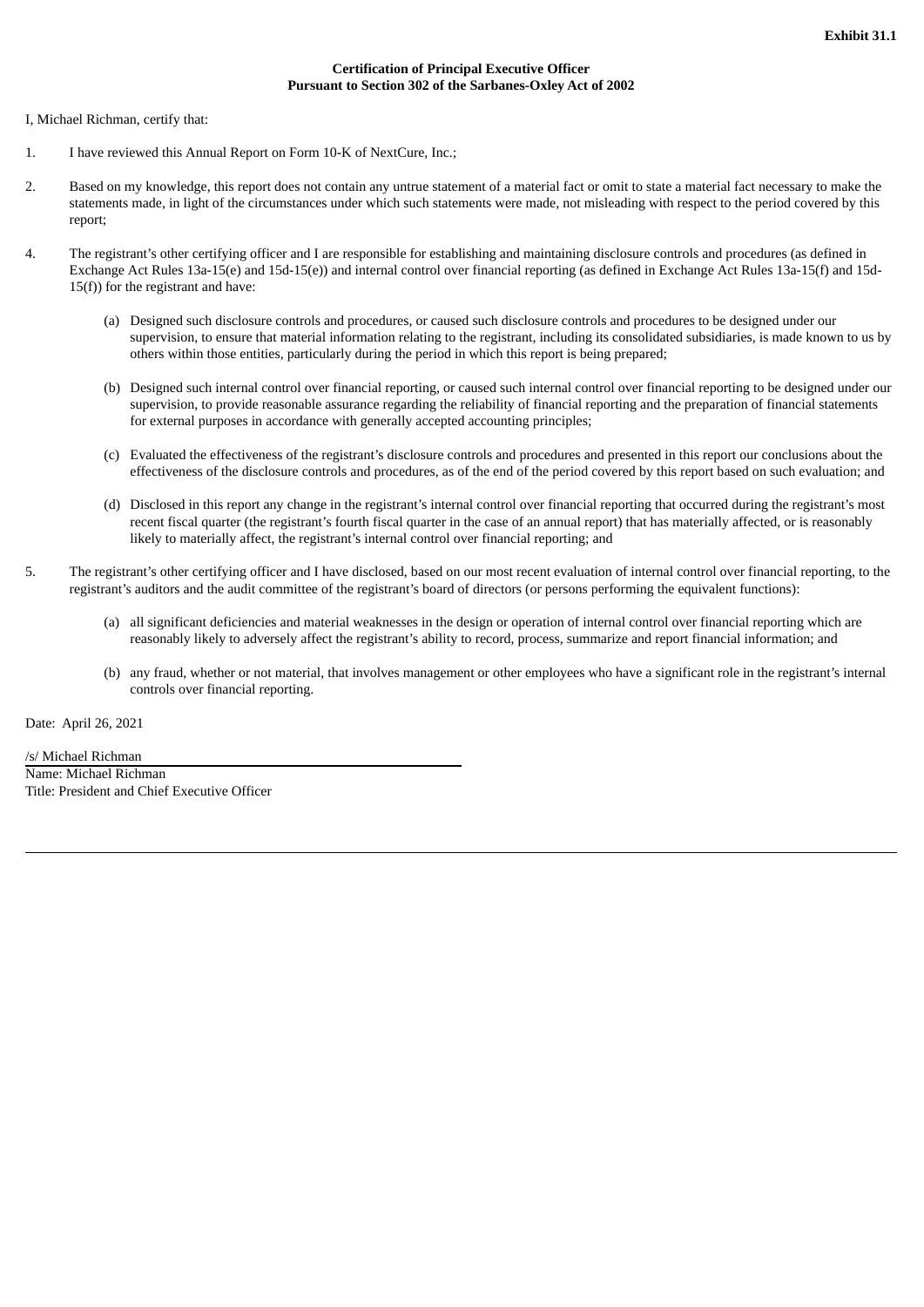**Exhibit 31.1**

**Certification of Principal Executive Officer**
**Pursuant to Section 302 of the Sarbanes-Oxley Act of 2002**

I, Michael Richman, certify that:

1. I have reviewed this Annual Report on Form 10-K of NextCure, Inc.;

2. Based on my knowledge, this report does not contain any untrue statement of a material fact or omit to state a material fact necessary to make the statements made, in light of the circumstances under which such statements were made, not misleading with respect to the period covered by this report;

4. The registrant's other certifying officer and I are responsible for establishing and maintaining disclosure controls and procedures (as defined in Exchange Act Rules 13a-15(e) and 15d-15(e)) and internal control over financial reporting (as defined in Exchange Act Rules 13a-15(f) and 15d-15(f)) for the registrant and have:

   (a) Designed such disclosure controls and procedures, or caused such disclosure controls and procedures to be designed under our supervision, to ensure that material information relating to the registrant, including its consolidated subsidiaries, is made known to us by others within those entities, particularly during the period in which this report is being prepared;

   (b) Designed such internal control over financial reporting, or caused such internal control over financial reporting to be designed under our supervision, to provide reasonable assurance regarding the reliability of financial reporting and the preparation of financial statements for external purposes in accordance with generally accepted accounting principles;

   (c) Evaluated the effectiveness of the registrant's disclosure controls and procedures and presented in this report our conclusions about the effectiveness of the disclosure controls and procedures, as of the end of the period covered by this report based on such evaluation; and

   (d) Disclosed in this report any change in the registrant's internal control over financial reporting that occurred during the registrant's most recent fiscal quarter (the registrant's fourth fiscal quarter in the case of an annual report) that has materially affected, or is reasonably likely to materially affect, the registrant's internal control over financial reporting; and

5. The registrant's other certifying officer and I have disclosed, based on our most recent evaluation of internal control over financial reporting, to the registrant's auditors and the audit committee of the registrant's board of directors (or persons performing the equivalent functions):

   (a) all significant deficiencies and material weaknesses in the design or operation of internal control over financial reporting which are reasonably likely to adversely affect the registrant's ability to record, process, summarize and report financial information; and

   (b) any fraud, whether or not material, that involves management or other employees who have a significant role in the registrant's internal controls over financial reporting.

Date: April 26, 2021

/s/ Michael Richman
Name: Michael Richman
Title: President and Chief Executive Officer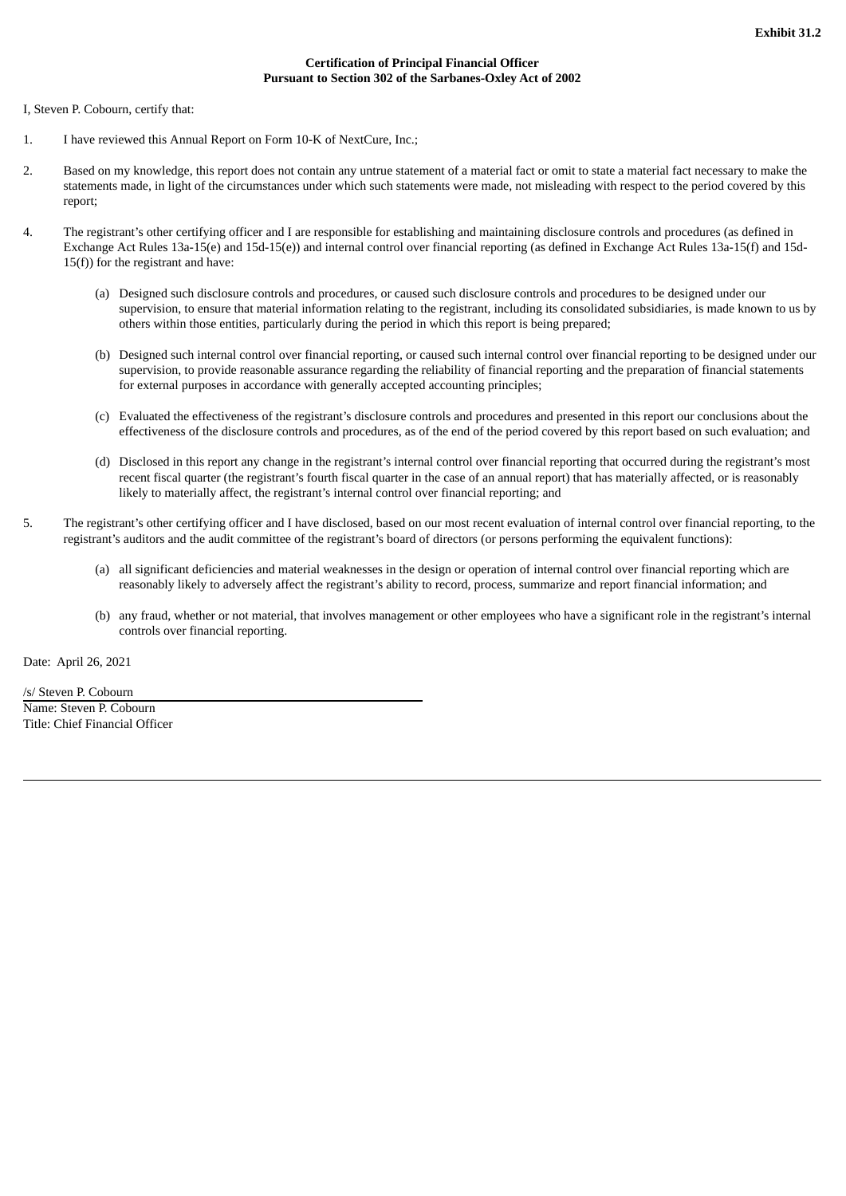**Exhibit 31.2**

**Certification of Principal Financial Officer**
**Pursuant to Section 302 of the Sarbanes-Oxley Act of 2002**

I, Steven P. Cobourn, certify that:

1. I have reviewed this Annual Report on Form 10-K of NextCure, Inc.;

2. Based on my knowledge, this report does not contain any untrue statement of a material fact or omit to state a material fact necessary to make the statements made, in light of the circumstances under which such statements were made, not misleading with respect to the period covered by this report;

4. The registrant's other certifying officer and I are responsible for establishing and maintaining disclosure controls and procedures (as defined in Exchange Act Rules 13a-15(e) and 15d-15(e)) and internal control over financial reporting (as defined in Exchange Act Rules 13a-15(f) and 15d-15(f)) for the registrant and have:

   (a) Designed such disclosure controls and procedures, or caused such disclosure controls and procedures to be designed under our supervision, to ensure that material information relating to the registrant, including its consolidated subsidiaries, is made known to us by others within those entities, particularly during the period in which this report is being prepared;

   (b) Designed such internal control over financial reporting, or caused such internal control over financial reporting to be designed under our supervision, to provide reasonable assurance regarding the reliability of financial reporting and the preparation of financial statements for external purposes in accordance with generally accepted accounting principles;

   (c) Evaluated the effectiveness of the registrant's disclosure controls and procedures and presented in this report our conclusions about the effectiveness of the disclosure controls and procedures, as of the end of the period covered by this report based on such evaluation; and

   (d) Disclosed in this report any change in the registrant's internal control over financial reporting that occurred during the registrant's most recent fiscal quarter (the registrant's fourth fiscal quarter in the case of an annual report) that has materially affected, or is reasonably likely to materially affect, the registrant's internal control over financial reporting; and

5. The registrant's other certifying officer and I have disclosed, based on our most recent evaluation of internal control over financial reporting, to the registrant's auditors and the audit committee of the registrant's board of directors (or persons performing the equivalent functions):

   (a) all significant deficiencies and material weaknesses in the design or operation of internal control over financial reporting which are reasonably likely to adversely affect the registrant's ability to record, process, summarize and report financial information; and

   (b) any fraud, whether or not material, that involves management or other employees who have a significant role in the registrant's internal controls over financial reporting.

Date: April 26, 2021

/s/ Steven P. Cobourn
Name: Steven P. Cobourn
Title: Chief Financial Officer